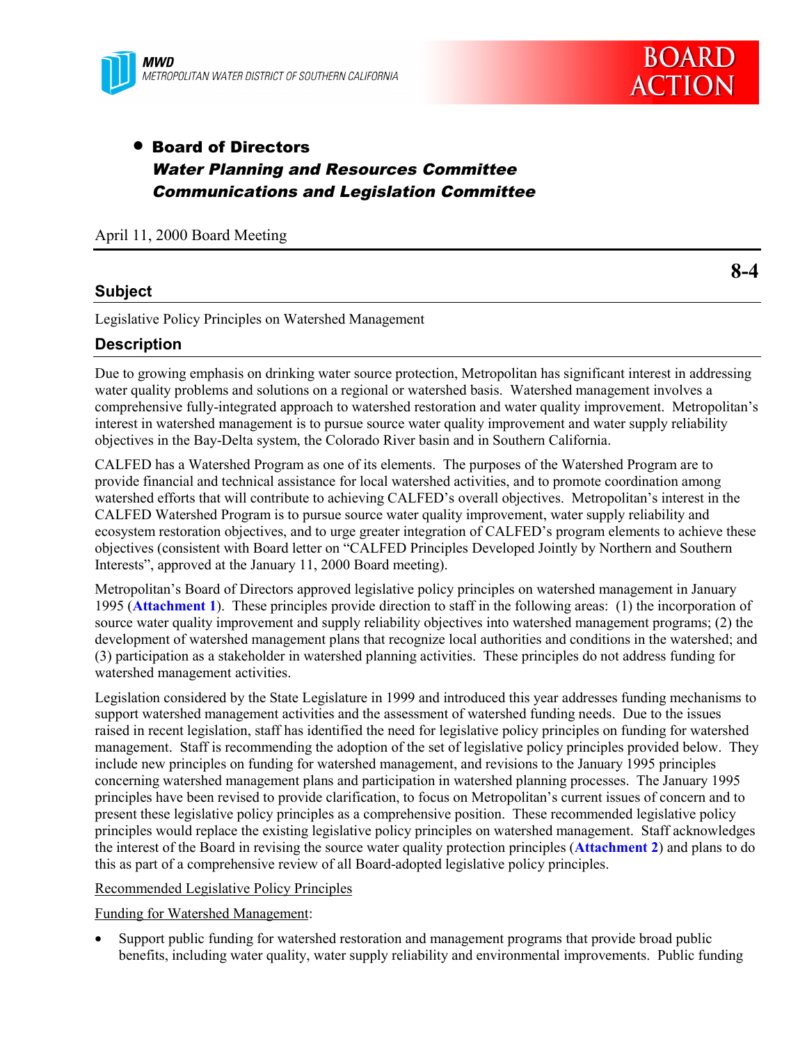MWD
METROPOLITAN WATER DISTRICT OF SOUTHERN CALIFORNIA

BOARD ACTION

- **Board of Directors**
  ***Water Planning and Resources Committee***
  ***Communications and Legislation Committee***

April 11, 2000 Board Meeting

**8-4**

## Subject

Legislative Policy Principles on Watershed Management

## Description

Due to growing emphasis on drinking water source protection, Metropolitan has significant interest in addressing water quality problems and solutions on a regional or watershed basis. Watershed management involves a comprehensive fully-integrated approach to watershed restoration and water quality improvement. Metropolitan's interest in watershed management is to pursue source water quality improvement and water supply reliability objectives in the Bay-Delta system, the Colorado River basin and in Southern California.

CALFED has a Watershed Program as one of its elements. The purposes of the Watershed Program are to provide financial and technical assistance for local watershed activities, and to promote coordination among watershed efforts that will contribute to achieving CALFED's overall objectives. Metropolitan's interest in the CALFED Watershed Program is to pursue source water quality improvement, water supply reliability and ecosystem restoration objectives, and to urge greater integration of CALFED's program elements to achieve these objectives (consistent with Board letter on "CALFED Principles Developed Jointly by Northern and Southern Interests", approved at the January 11, 2000 Board meeting).

Metropolitan's Board of Directors approved legislative policy principles on watershed management in January 1995 (**Attachment 1**). These principles provide direction to staff in the following areas: (1) the incorporation of source water quality improvement and supply reliability objectives into watershed management programs; (2) the development of watershed management plans that recognize local authorities and conditions in the watershed; and (3) participation as a stakeholder in watershed planning activities. These principles do not address funding for watershed management activities.

Legislation considered by the State Legislature in 1999 and introduced this year addresses funding mechanisms to support watershed management activities and the assessment of watershed funding needs. Due to the issues raised in recent legislation, staff has identified the need for legislative policy principles on funding for watershed management. Staff is recommending the adoption of the set of legislative policy principles provided below. They include new principles on funding for watershed management, and revisions to the January 1995 principles concerning watershed management plans and participation in watershed planning processes. The January 1995 principles have been revised to provide clarification, to focus on Metropolitan's current issues of concern and to present these legislative policy principles as a comprehensive position. These recommended legislative policy principles would replace the existing legislative policy principles on watershed management. Staff acknowledges the interest of the Board in revising the source water quality protection principles (**Attachment 2**) and plans to do this as part of a comprehensive review of all Board-adopted legislative policy principles.

Recommended Legislative Policy Principles

Funding for Watershed Management:

- Support public funding for watershed restoration and management programs that provide broad public benefits, including water quality, water supply reliability and environmental improvements. Public funding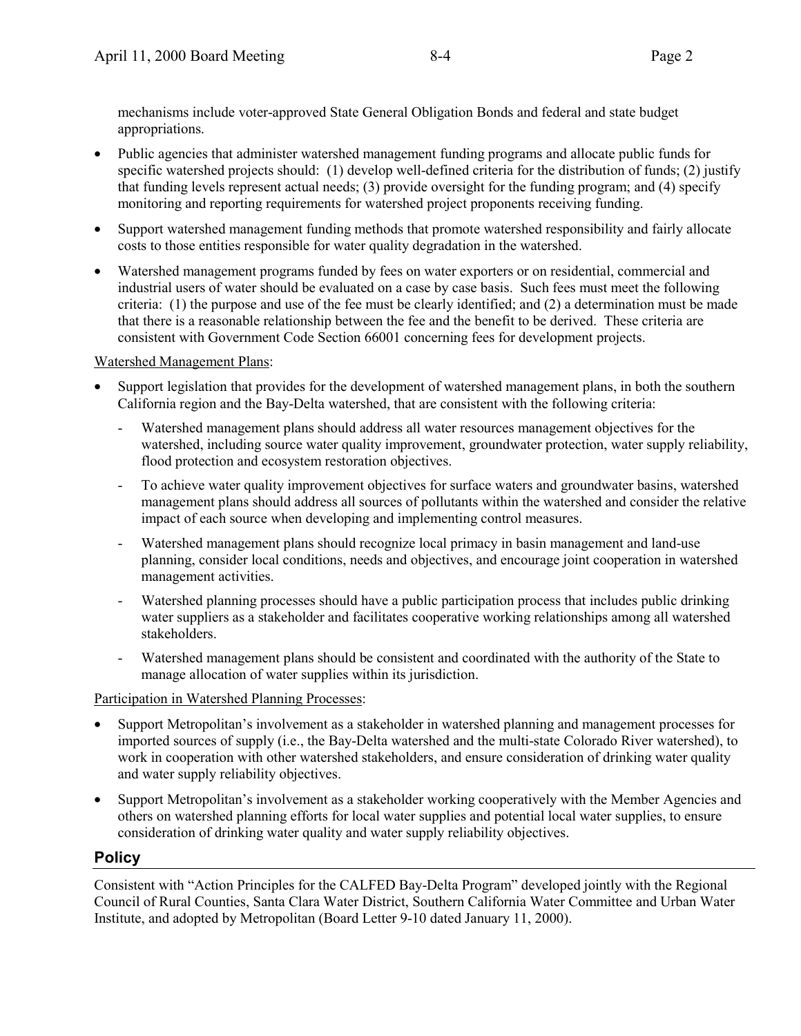mechanisms include voter-approved State General Obligation Bonds and federal and state budget appropriations.

- Public agencies that administer watershed management funding programs and allocate public funds for specific watershed projects should: (1) develop well-defined criteria for the distribution of funds; (2) justify that funding levels represent actual needs; (3) provide oversight for the funding program; and (4) specify monitoring and reporting requirements for watershed project proponents receiving funding.
- Support watershed management funding methods that promote watershed responsibility and fairly allocate costs to those entities responsible for water quality degradation in the watershed.
- Watershed management programs funded by fees on water exporters or on residential, commercial and industrial users of water should be evaluated on a case by case basis. Such fees must meet the following criteria: (1) the purpose and use of the fee must be clearly identified; and (2) a determination must be made that there is a reasonable relationship between the fee and the benefit to be derived. These criteria are consistent with Government Code Section 66001 concerning fees for development projects.

Watershed Management Plans:

- Support legislation that provides for the development of watershed management plans, in both the southern California region and the Bay-Delta watershed, that are consistent with the following criteria:
  - Watershed management plans should address all water resources management objectives for the watershed, including source water quality improvement, groundwater protection, water supply reliability, flood protection and ecosystem restoration objectives.
  - To achieve water quality improvement objectives for surface waters and groundwater basins, watershed management plans should address all sources of pollutants within the watershed and consider the relative impact of each source when developing and implementing control measures.
  - Watershed management plans should recognize local primacy in basin management and land-use planning, consider local conditions, needs and objectives, and encourage joint cooperation in watershed management activities.
  - Watershed planning processes should have a public participation process that includes public drinking water suppliers as a stakeholder and facilitates cooperative working relationships among all watershed stakeholders.
  - Watershed management plans should be consistent and coordinated with the authority of the State to manage allocation of water supplies within its jurisdiction.

Participation in Watershed Planning Processes:

- Support Metropolitan's involvement as a stakeholder in watershed planning and management processes for imported sources of supply (i.e., the Bay-Delta watershed and the multi-state Colorado River watershed), to work in cooperation with other watershed stakeholders, and ensure consideration of drinking water quality and water supply reliability objectives.
- Support Metropolitan's involvement as a stakeholder working cooperatively with the Member Agencies and others on watershed planning efforts for local water supplies and potential local water supplies, to ensure consideration of drinking water quality and water supply reliability objectives.

## Policy

Consistent with "Action Principles for the CALFED Bay-Delta Program" developed jointly with the Regional Council of Rural Counties, Santa Clara Water District, Southern California Water Committee and Urban Water Institute, and adopted by Metropolitan (Board Letter 9-10 dated January 11, 2000).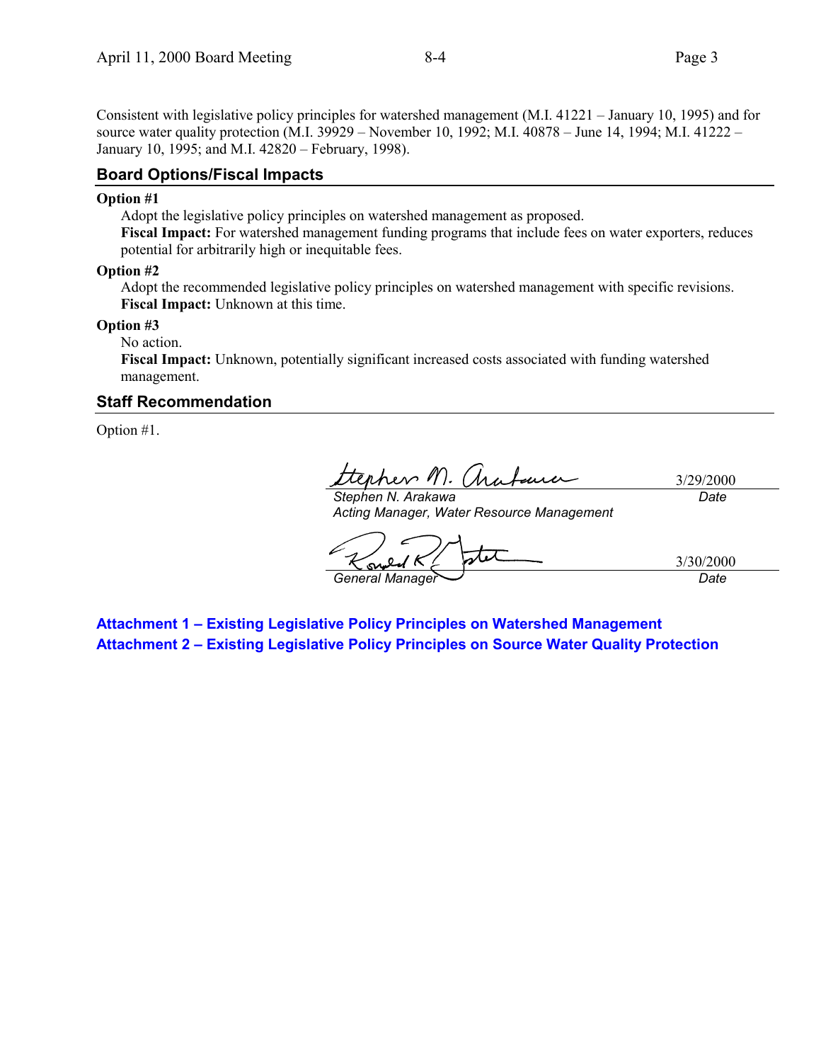Consistent with legislative policy principles for watershed management (M.I. 41221 – January 10, 1995) and for source water quality protection (M.I. 39929 – November 10, 1992; M.I. 40878 – June 14, 1994; M.I. 41222 – January 10, 1995; and M.I. 42820 – February, 1998).

## Board Options/Fiscal Impacts

**Option #1**

Adopt the legislative policy principles on watershed management as proposed.
**Fiscal Impact:** For watershed management funding programs that include fees on water exporters, reduces potential for arbitrarily high or inequitable fees.

**Option #2**

Adopt the recommended legislative policy principles on watershed management with specific revisions.
**Fiscal Impact:** Unknown at this time.

**Option #3**

No action.
**Fiscal Impact:** Unknown, potentially significant increased costs associated with funding watershed management.

## Staff Recommendation

Option #1.

*Stephen N. Arakawa*
*Acting Manager, Water Resource Management* — 3/29/2000 *Date*

*General Manager* — 3/30/2000 *Date*

**Attachment 1 – Existing Legislative Policy Principles on Watershed Management**
**Attachment 2 – Existing Legislative Policy Principles on Source Water Quality Protection**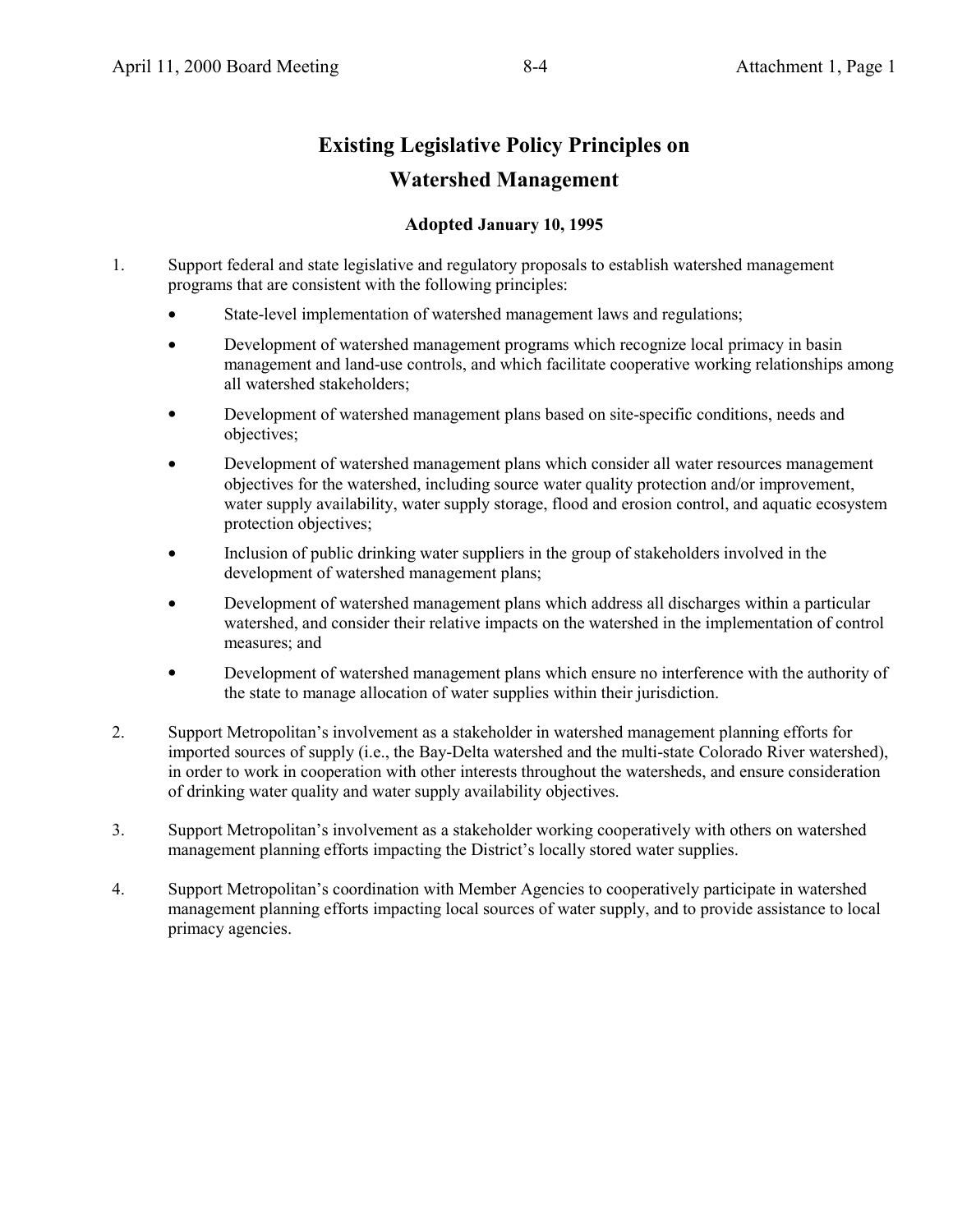# Existing Legislative Policy Principles on Watershed Management

**Adopted January 10, 1995**

1. Support federal and state legislative and regulatory proposals to establish watershed management programs that are consistent with the following principles:
   - State-level implementation of watershed management laws and regulations;
   - Development of watershed management programs which recognize local primacy in basin management and land-use controls, and which facilitate cooperative working relationships among all watershed stakeholders;
   - Development of watershed management plans based on site-specific conditions, needs and objectives;
   - Development of watershed management plans which consider all water resources management objectives for the watershed, including source water quality protection and/or improvement, water supply availability, water supply storage, flood and erosion control, and aquatic ecosystem protection objectives;
   - Inclusion of public drinking water suppliers in the group of stakeholders involved in the development of watershed management plans;
   - Development of watershed management plans which address all discharges within a particular watershed, and consider their relative impacts on the watershed in the implementation of control measures; and
   - Development of watershed management plans which ensure no interference with the authority of the state to manage allocation of water supplies within their jurisdiction.
2. Support Metropolitan's involvement as a stakeholder in watershed management planning efforts for imported sources of supply (i.e., the Bay-Delta watershed and the multi-state Colorado River watershed), in order to work in cooperation with other interests throughout the watersheds, and ensure consideration of drinking water quality and water supply availability objectives.
3. Support Metropolitan's involvement as a stakeholder working cooperatively with others on watershed management planning efforts impacting the District's locally stored water supplies.
4. Support Metropolitan's coordination with Member Agencies to cooperatively participate in watershed management planning efforts impacting local sources of water supply, and to provide assistance to local primacy agencies.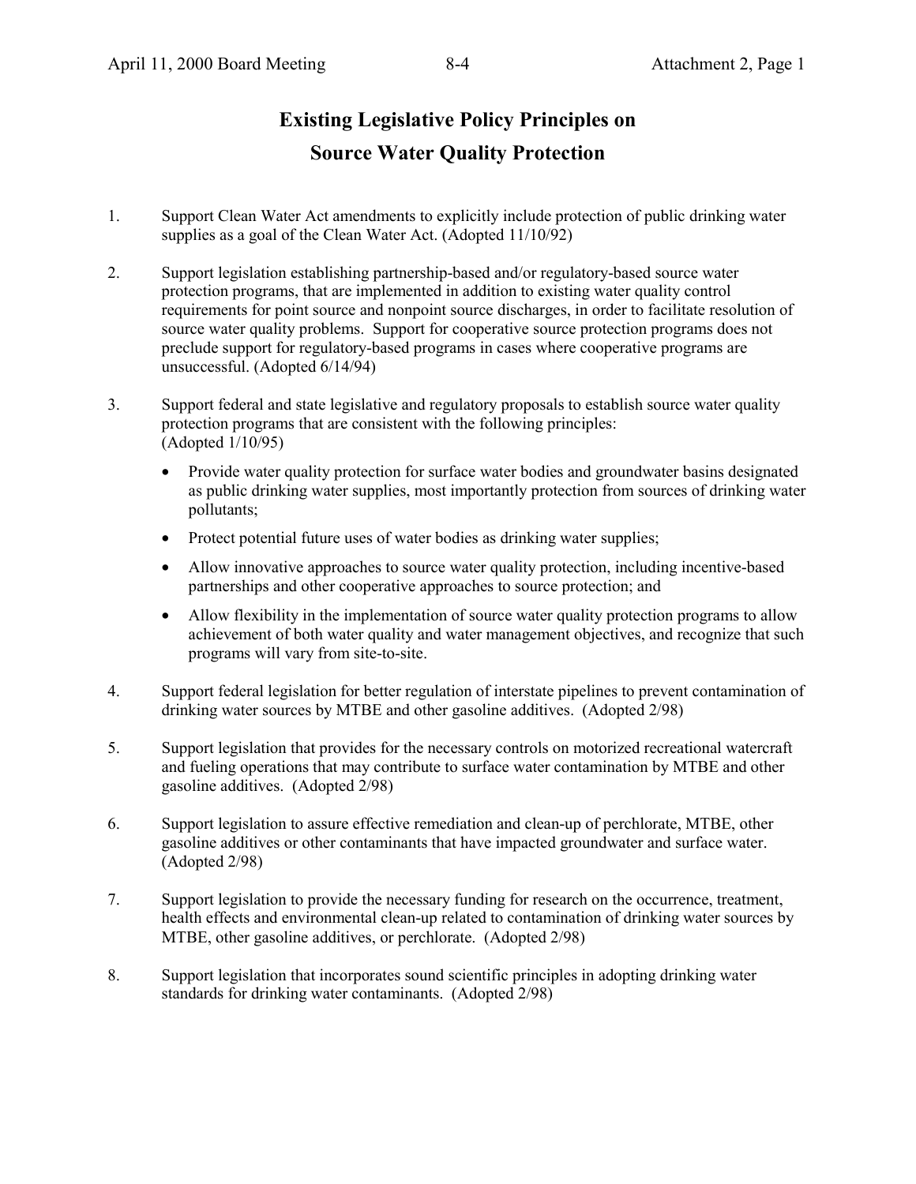# Existing Legislative Policy Principles on Source Water Quality Protection

1. Support Clean Water Act amendments to explicitly include protection of public drinking water supplies as a goal of the Clean Water Act. (Adopted 11/10/92)

2. Support legislation establishing partnership-based and/or regulatory-based source water protection programs, that are implemented in addition to existing water quality control requirements for point source and nonpoint source discharges, in order to facilitate resolution of source water quality problems. Support for cooperative source protection programs does not preclude support for regulatory-based programs in cases where cooperative programs are unsuccessful. (Adopted 6/14/94)

3. Support federal and state legislative and regulatory proposals to establish source water quality protection programs that are consistent with the following principles: (Adopted 1/10/95)

   - Provide water quality protection for surface water bodies and groundwater basins designated as public drinking water supplies, most importantly protection from sources of drinking water pollutants;
   - Protect potential future uses of water bodies as drinking water supplies;
   - Allow innovative approaches to source water quality protection, including incentive-based partnerships and other cooperative approaches to source protection; and
   - Allow flexibility in the implementation of source water quality protection programs to allow achievement of both water quality and water management objectives, and recognize that such programs will vary from site-to-site.

4. Support federal legislation for better regulation of interstate pipelines to prevent contamination of drinking water sources by MTBE and other gasoline additives. (Adopted 2/98)

5. Support legislation that provides for the necessary controls on motorized recreational watercraft and fueling operations that may contribute to surface water contamination by MTBE and other gasoline additives. (Adopted 2/98)

6. Support legislation to assure effective remediation and clean-up of perchlorate, MTBE, other gasoline additives or other contaminants that have impacted groundwater and surface water. (Adopted 2/98)

7. Support legislation to provide the necessary funding for research on the occurrence, treatment, health effects and environmental clean-up related to contamination of drinking water sources by MTBE, other gasoline additives, or perchlorate. (Adopted 2/98)

8. Support legislation that incorporates sound scientific principles in adopting drinking water standards for drinking water contaminants. (Adopted 2/98)